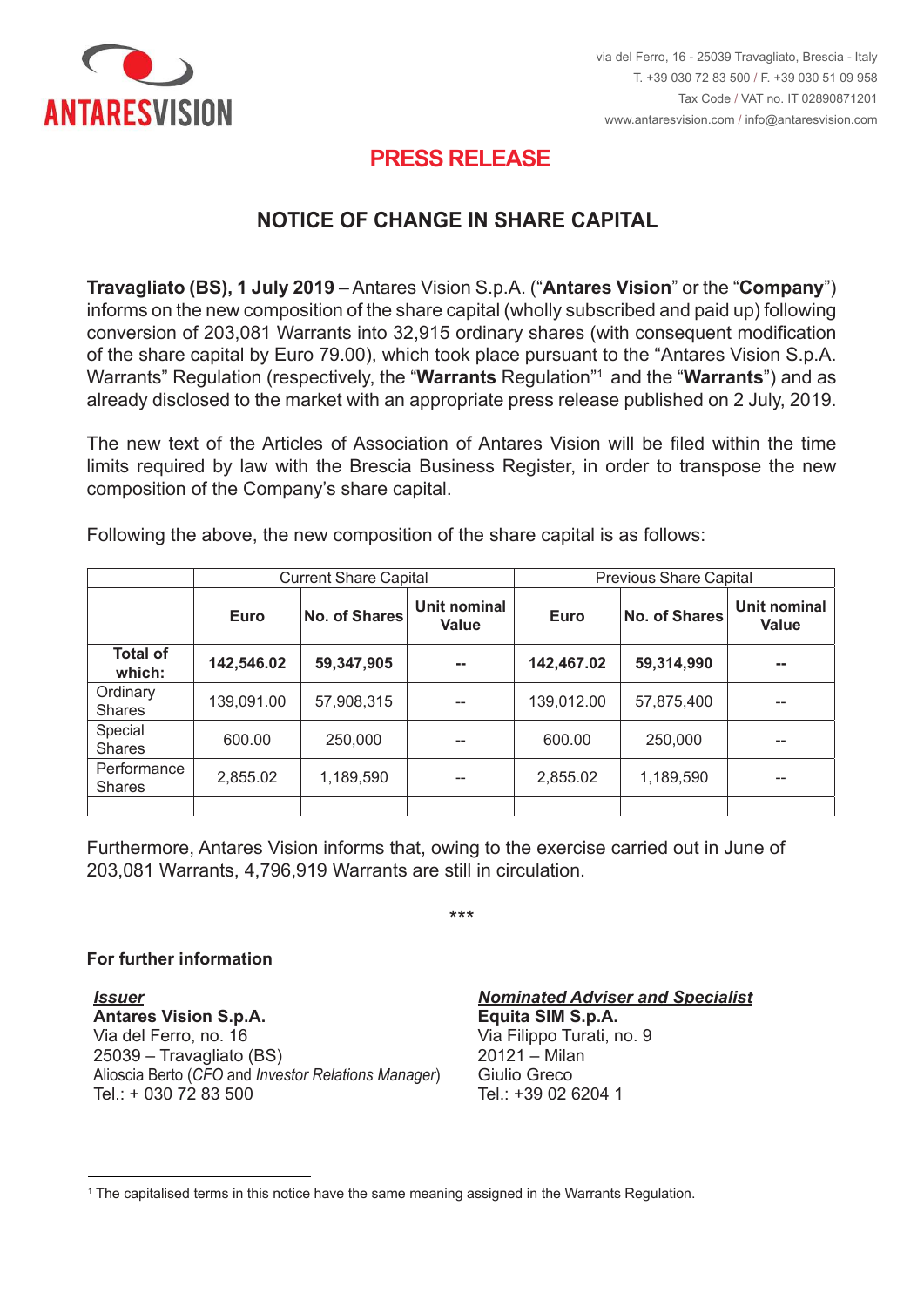via del Ferro, 16 - 25039 Travagliato, Brescia - Italy
T. +39 030 72 83 500 / F. +39 030 51 09 958
Tax Code / VAT no. IT 02890871201
www.antaresvision.com / info@antaresvision.com

# PRESS RELEASE

## NOTICE OF CHANGE IN SHARE CAPITAL

**Travagliato (BS), 1 July 2019** – Antares Vision S.p.A. ("**Antares Vision**" or the "**Company**") informs on the new composition of the share capital (wholly subscribed and paid up) following conversion of 203,081 Warrants into 32,915 ordinary shares (with consequent modification of the share capital by Euro 79.00), which took place pursuant to the "Antares Vision S.p.A. Warrants" Regulation (respectively, the "**Warrants** Regulation"[1] and the "**Warrants**") and as already disclosed to the market with an appropriate press release published on 2 July, 2019.

The new text of the Articles of Association of Antares Vision will be filed within the time limits required by law with the Brescia Business Register, in order to transpose the new composition of the Company's share capital.

Following the above, the new composition of the share capital is as follows:

| | Current Share Capital | | | Previous Share Capital | | |
|---|---|---|---|---|---|---|
| | **Euro** | **No. of Shares** | **Unit nominal Value** | **Euro** | **No. of Shares** | **Unit nominal Value** |
| **Total of which:** | **142,546.02** | **59,347,905** | **--** | **142,467.02** | **59,314,990** | **--** |
| Ordinary Shares | 139,091.00 | 57,908,315 | -- | 139,012.00 | 57,875,400 | -- |
| Special Shares | 600.00 | 250,000 | -- | 600.00 | 250,000 | -- |
| Performance Shares | 2,855.02 | 1,189,590 | -- | 2,855.02 | 1,189,590 | -- |
| | | | | | | |

Furthermore, Antares Vision informs that, owing to the exercise carried out in June of 203,081 Warrants, 4,796,919 Warrants are still in circulation.

***

**For further information**

***Issuer***
**Antares Vision S.p.A.**
Via del Ferro, no. 16
25039 – Travagliato (BS)
Alioscia Berto (*CFO* and *Investor Relations Manager*)
Tel.: + 030 72 83 500

***Nominated Adviser and Specialist***
**Equita SIM S.p.A.**
Via Filippo Turati, no. 9
20121 – Milan
Giulio Greco
Tel.: +39 02 6204 1

[1] The capitalised terms in this notice have the same meaning assigned in the Warrants Regulation.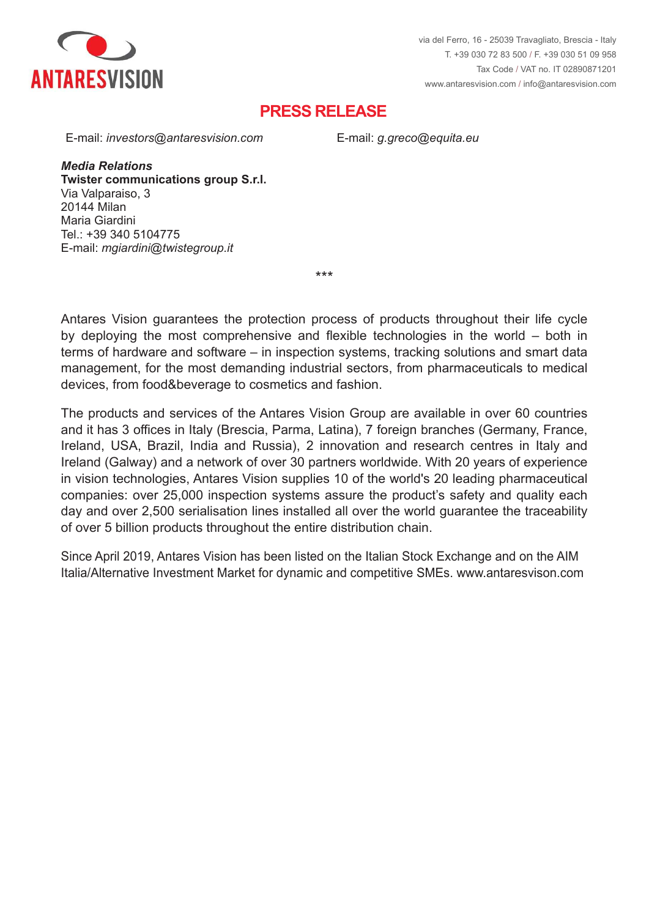# PRESS RELEASE

E-mail: *investors@antaresvision.com*

E-mail: *g.greco@equita.eu*

***Media Relations***
**Twister communications group S.r.l.**
Via Valparaiso, 3
20144 Milan
Maria Giardini
Tel.: +39 340 5104775
E-mail: *mgiardini@twistegroup.it*

***

Antares Vision guarantees the protection process of products throughout their life cycle by deploying the most comprehensive and flexible technologies in the world – both in terms of hardware and software – in inspection systems, tracking solutions and smart data management, for the most demanding industrial sectors, from pharmaceuticals to medical devices, from food&beverage to cosmetics and fashion.

The products and services of the Antares Vision Group are available in over 60 countries and it has 3 offices in Italy (Brescia, Parma, Latina), 7 foreign branches (Germany, France, Ireland, USA, Brazil, India and Russia), 2 innovation and research centres in Italy and Ireland (Galway) and a network of over 30 partners worldwide. With 20 years of experience in vision technologies, Antares Vision supplies 10 of the world's 20 leading pharmaceutical companies: over 25,000 inspection systems assure the product's safety and quality each day and over 2,500 serialisation lines installed all over the world guarantee the traceability of over 5 billion products throughout the entire distribution chain.

Since April 2019, Antares Vision has been listed on the Italian Stock Exchange and on the AIM Italia/Alternative Investment Market for dynamic and competitive SMEs. www.antaresvison.com